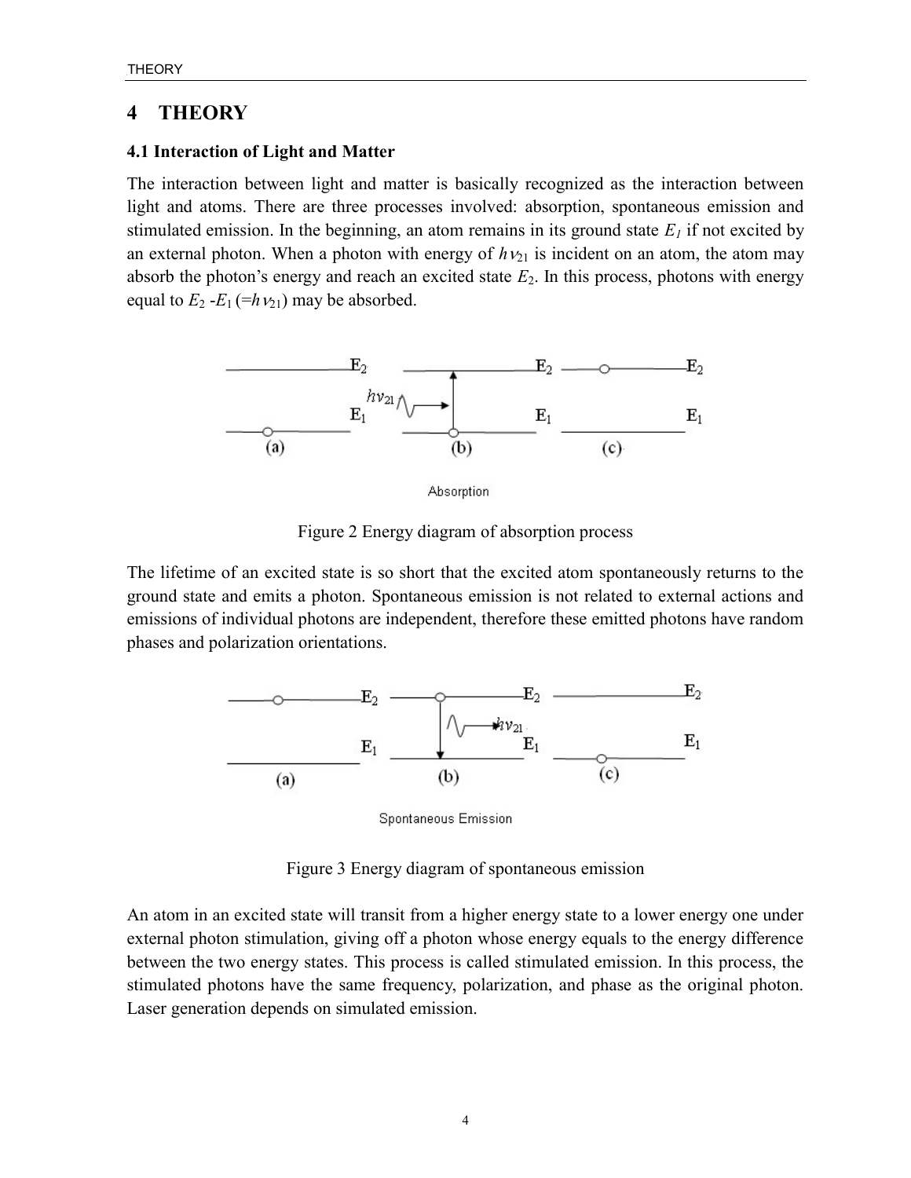# 4 THEORY

## 4.1 Interaction of Light and Matter

The interaction between light and matter is basically recognized as the interaction between light and atoms. There are three processes involved: absorption, spontaneous emission and stimulated emission. In the beginning, an atom remains in its ground state $E_1$ if not excited by an external photon. When a photon with energy of $h\nu_{21}$ is incident on an atom, the atom may absorb the photon's energy and reach an excited state $E_2$. In this process, photons with energy equal to $E_2$ -$E_1$ (=$h\nu_{21}$) may be absorbed.

Figure 2 Energy diagram of absorption process

The lifetime of an excited state is so short that the excited atom spontaneously returns to the ground state and emits a photon. Spontaneous emission is not related to external actions and emissions of individual photons are independent, therefore these emitted photons have random phases and polarization orientations.

Figure 3 Energy diagram of spontaneous emission

An atom in an excited state will transit from a higher energy state to a lower energy one under external photon stimulation, giving off a photon whose energy equals to the energy difference between the two energy states. This process is called stimulated emission. In this process, the stimulated photons have the same frequency, polarization, and phase as the original photon. Laser generation depends on simulated emission.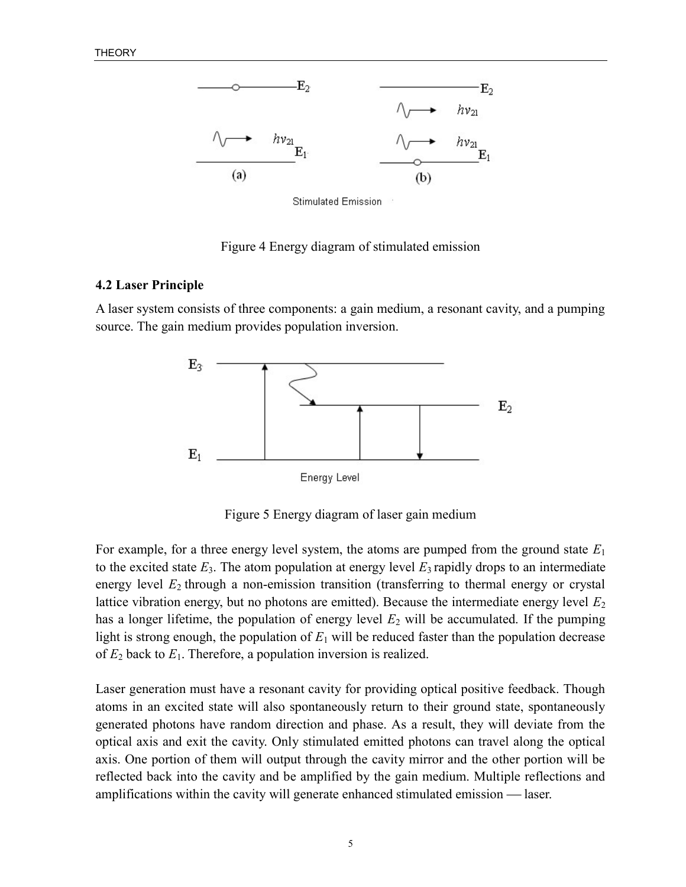Figure 4 Energy diagram of stimulated emission

### 4.2 Laser Principle

A laser system consists of three components: a gain medium, a resonant cavity, and a pumping source. The gain medium provides population inversion.

Figure 5 Energy diagram of laser gain medium

For example, for a three energy level system, the atoms are pumped from the ground state $E_1$ to the excited state $E_3$. The atom population at energy level $E_3$ rapidly drops to an intermediate energy level $E_2$ through a non-emission transition (transferring to thermal energy or crystal lattice vibration energy, but no photons are emitted). Because the intermediate energy level $E_2$ has a longer lifetime, the population of energy level $E_2$ will be accumulated. If the pumping light is strong enough, the population of $E_1$ will be reduced faster than the population decrease of $E_2$ back to $E_1$. Therefore, a population inversion is realized.

Laser generation must have a resonant cavity for providing optical positive feedback. Though atoms in an excited state will also spontaneously return to their ground state, spontaneously generated photons have random direction and phase. As a result, they will deviate from the optical axis and exit the cavity. Only stimulated emitted photons can travel along the optical axis. One portion of them will output through the cavity mirror and the other portion will be reflected back into the cavity and be amplified by the gain medium. Multiple reflections and amplifications within the cavity will generate enhanced stimulated emission — laser.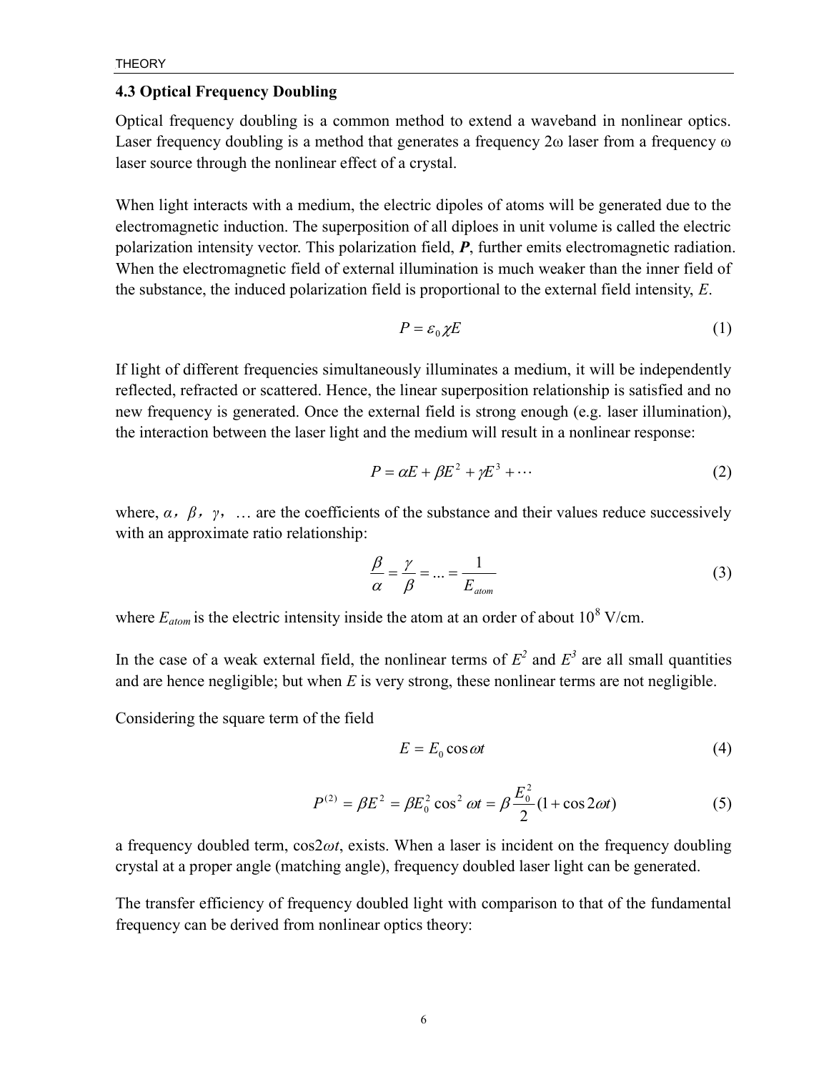### 4.3 Optical Frequency Doubling

Optical frequency doubling is a common method to extend a waveband in nonlinear optics. Laser frequency doubling is a method that generates a frequency 2ω laser from a frequency ω laser source through the nonlinear effect of a crystal.

When light interacts with a medium, the electric dipoles of atoms will be generated due to the electromagnetic induction. The superposition of all diploes in unit volume is called the electric polarization intensity vector. This polarization field, ***P***, further emits electromagnetic radiation. When the electromagnetic field of external illumination is much weaker than the inner field of the substance, the induced polarization field is proportional to the external field intensity, $E$.

$$P = \varepsilon_0 \chi E \tag{1}$$

If light of different frequencies simultaneously illuminates a medium, it will be independently reflected, refracted or scattered. Hence, the linear superposition relationship is satisfied and no new frequency is generated. Once the external field is strong enough (e.g. laser illumination), the interaction between the laser light and the medium will result in a nonlinear response:

$$P = \alpha E + \beta E^2 + \gamma E^3 + \cdots \tag{2}$$

where, $\alpha$, $\beta$, $\gamma$, … are the coefficients of the substance and their values reduce successively with an approximate ratio relationship:

$$\frac{\beta}{\alpha} = \frac{\gamma}{\beta} = ... = \frac{1}{E_{atom}} \tag{3}$$

where $E_{atom}$ is the electric intensity inside the atom at an order of about $10^8$ V/cm.

In the case of a weak external field, the nonlinear terms of $E^2$ and $E^3$ are all small quantities and are hence negligible; but when $E$ is very strong, these nonlinear terms are not negligible.

Considering the square term of the field

$$E = E_0 \cos \omega t \tag{4}$$

$$P^{(2)} = \beta E^2 = \beta E_0^2 \cos^2 \omega t = \beta \frac{E_0^2}{2}(1 + \cos 2\omega t) \tag{5}$$

a frequency doubled term, $\cos 2\omega t$, exists. When a laser is incident on the frequency doubling crystal at a proper angle (matching angle), frequency doubled laser light can be generated.

The transfer efficiency of frequency doubled light with comparison to that of the fundamental frequency can be derived from nonlinear optics theory: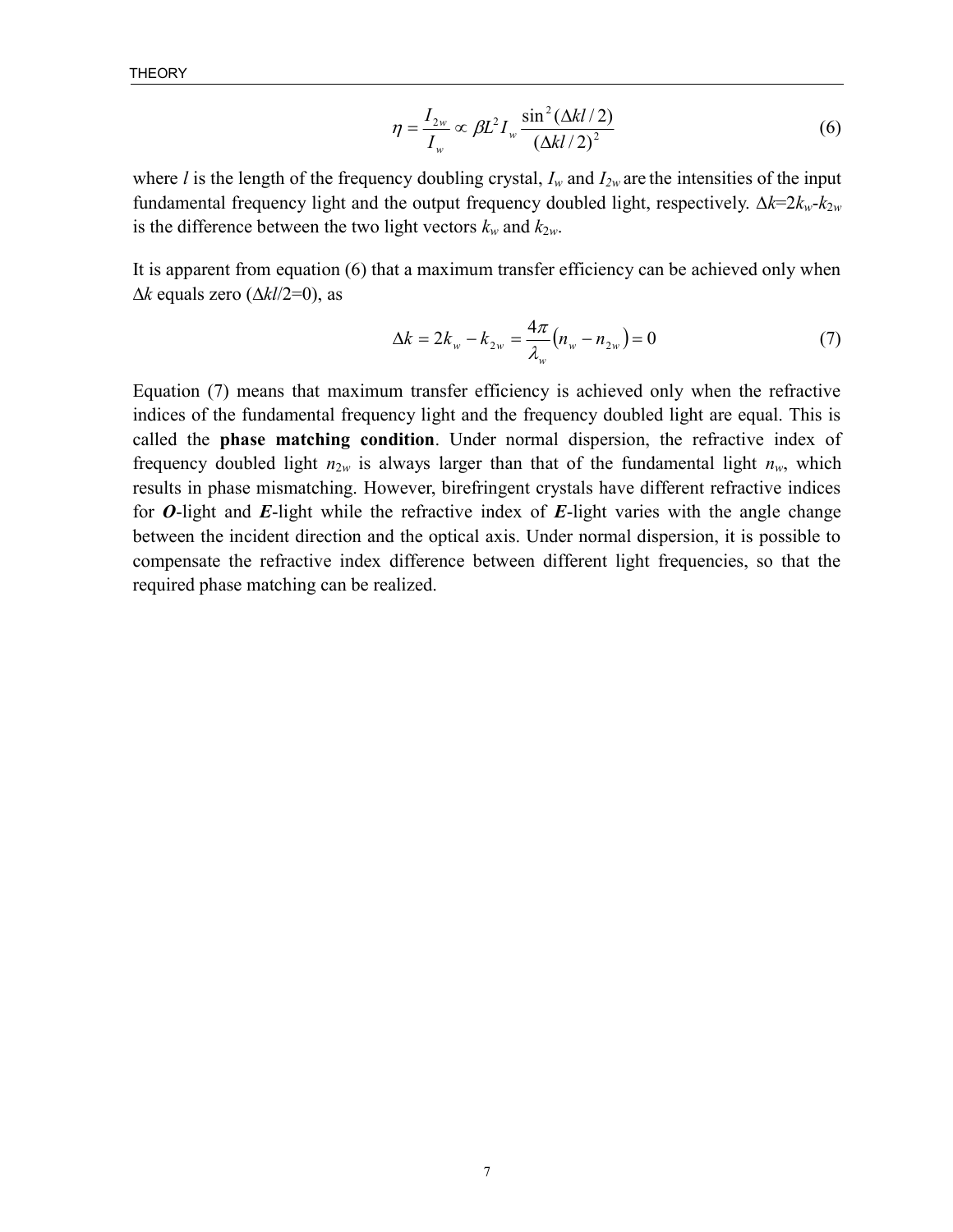$$\eta = \frac{I_{2w}}{I_w} \propto \beta L^2 I_w \frac{\sin^2(\Delta kl/2)}{(\Delta kl/2)^2} \tag{6}$$

where $l$ is the length of the frequency doubling crystal, $I_w$ and $I_{2w}$ are the intensities of the input fundamental frequency light and the output frequency doubled light, respectively. $\Delta k$=$2k_w$-$k_{2w}$ is the difference between the two light vectors $k_w$ and $k_{2w}$.

It is apparent from equation (6) that a maximum transfer efficiency can be achieved only when $\Delta k$ equals zero ($\Delta kl/2$=0), as

$$\Delta k = 2k_w - k_{2w} = \frac{4\pi}{\lambda_w}\left(n_w - n_{2w}\right) = 0 \tag{7}$$

Equation (7) means that maximum transfer efficiency is achieved only when the refractive indices of the fundamental frequency light and the frequency doubled light are equal. This is called the **phase matching condition**. Under normal dispersion, the refractive index of frequency doubled light $n_{2w}$ is always larger than that of the fundamental light $n_w$, which results in phase mismatching. However, birefringent crystals have different refractive indices for ***O***-light and ***E***-light while the refractive index of ***E***-light varies with the angle change between the incident direction and the optical axis. Under normal dispersion, it is possible to compensate the refractive index difference between different light frequencies, so that the required phase matching can be realized.